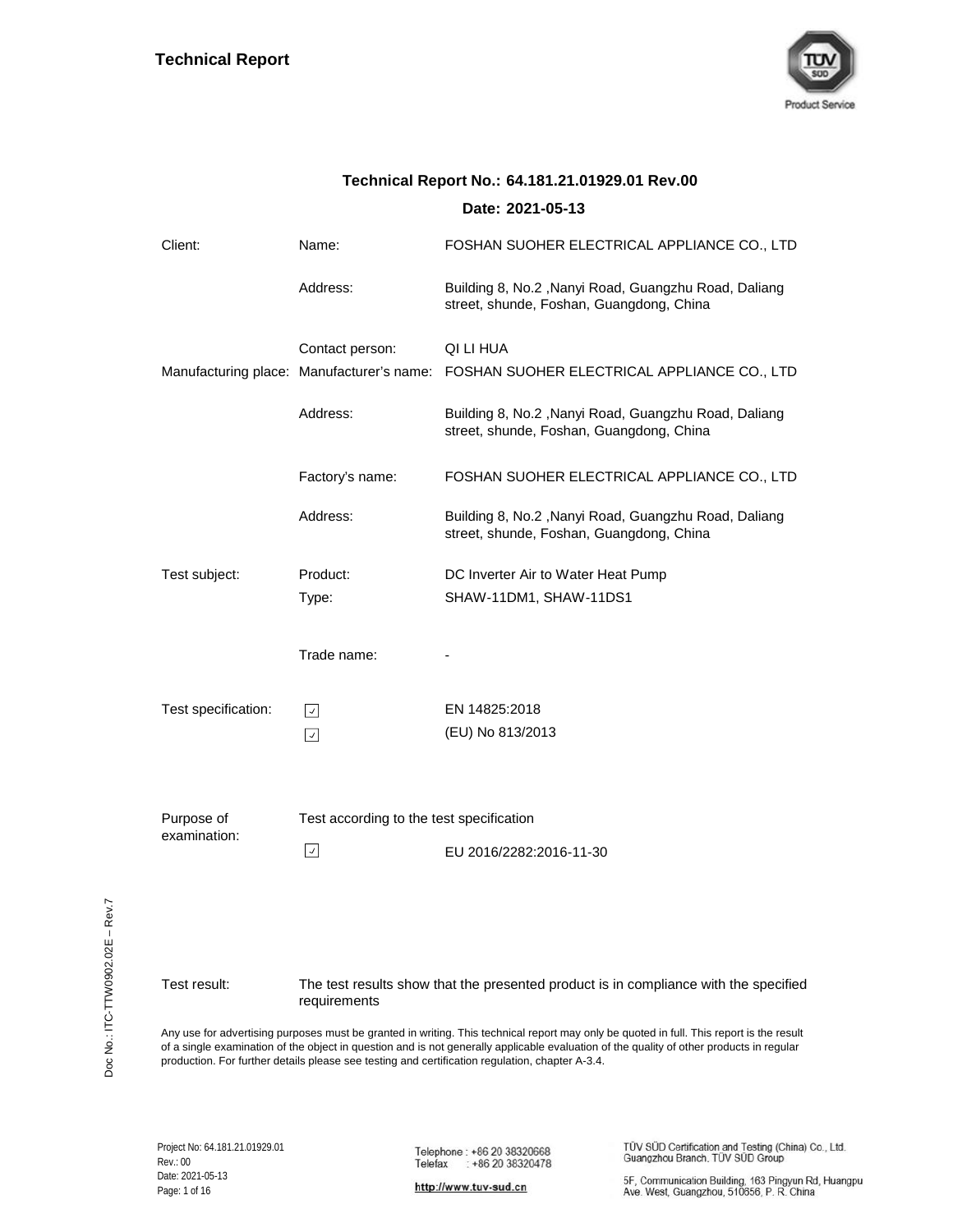# Technical Report

**Technical Report No.: 64.181.21.01929.01 Rev.00**

**Date: 2021-05-13**

| | | |
|---|---|---|
| Client: | Name: | FOSHAN SUOHER ELECTRICAL APPLIANCE CO., LTD |
| | Address: | Building 8, No.2 ,Nanyi Road, Guangzhu Road, Daliang street, shunde, Foshan, Guangdong, China |
| | Contact person: | QI LI HUA |
| Manufacturing place: | Manufacturer's name: | FOSHAN SUOHER ELECTRICAL APPLIANCE CO., LTD |
| | Address: | Building 8, No.2 ,Nanyi Road, Guangzhu Road, Daliang street, shunde, Foshan, Guangdong, China |
| | Factory's name: | FOSHAN SUOHER ELECTRICAL APPLIANCE CO., LTD |
| | Address: | Building 8, No.2 ,Nanyi Road, Guangzhu Road, Daliang street, shunde, Foshan, Guangdong, China |
| Test subject: | Product: | DC Inverter Air to Water Heat Pump |
| | Type: | SHAW-11DM1, SHAW-11DS1 |
| | Trade name: | - |
| Test specification: | ☑ | EN 14825:2018 |
| | ☑ | (EU) No 813/2013 |
| Purpose of examination: | Test according to the test specification | |
| | ☑ | EU 2016/2282:2016-11-30 |
| Test result: | The test results show that the presented product is in compliance with the specified requirements | |

Any use for advertising purposes must be granted in writing. This technical report may only be quoted in full. This report is the result of a single examination of the object in question and is not generally applicable evaluation of the quality of other products in regular production. For further details please see testing and certification regulation, chapter A-3.4.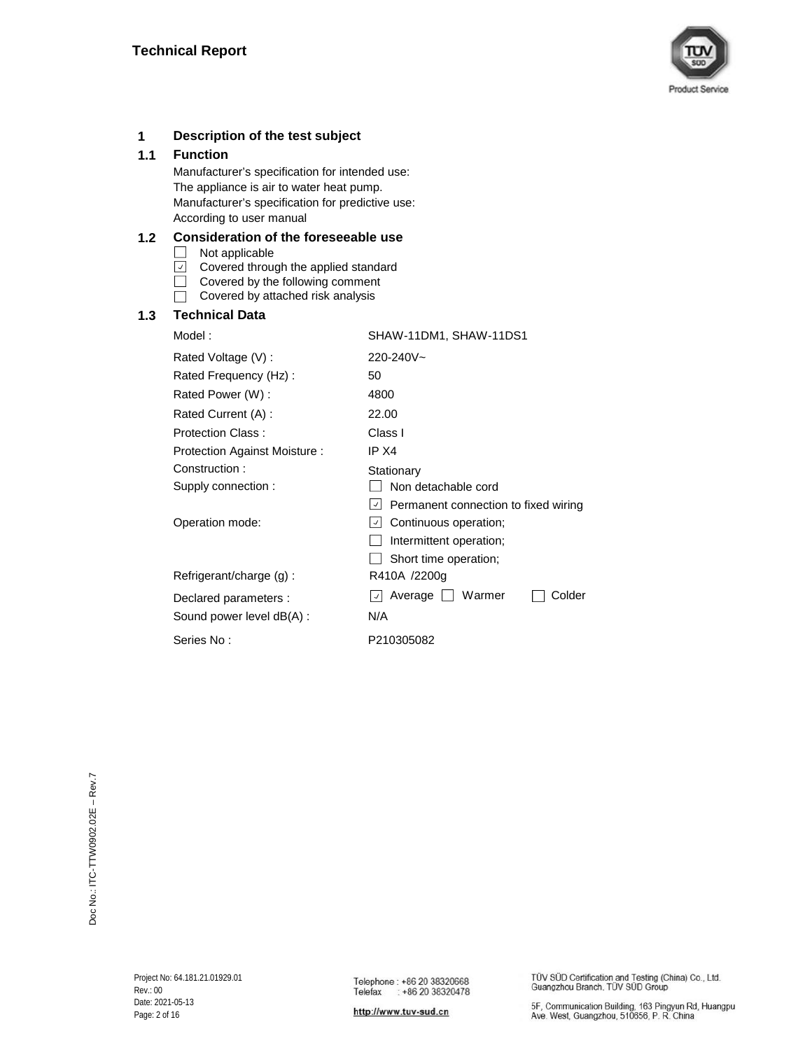# 1 Description of the test subject

## 1.1 Function

Manufacturer's specification for intended use:
The appliance is air to water heat pump.
Manufacturer's specification for predictive use:
According to user manual

## 1.2 Consideration of the foreseeable use

- ☐ Not applicable
- ☑ Covered through the applied standard
- ☐ Covered by the following comment
- ☐ Covered by attached risk analysis

## 1.3 Technical Data

| | |
|---|---|
| Model : | SHAW-11DM1, SHAW-11DS1 |
| Rated Voltage (V) : | 220-240V~ |
| Rated Frequency (Hz) : | 50 |
| Rated Power (W) : | 4800 |
| Rated Current (A) : | 22.00 |
| Protection Class : | Class I |
| Protection Against Moisture : | IP X4 |
| Construction : | Stationary |
| Supply connection : | ☐ Non detachable cord<br>☑ Permanent connection to fixed wiring |
| Operation mode: | ☑ Continuous operation;<br>☐ Intermittent operation;<br>☐ Short time operation; |
| Refrigerant/charge (g) : | R410A /2200g |
| Declared parameters : | ☑ Average ☐ Warmer ☐ Colder |
| Sound power level dB(A) : | N/A |
| Series No : | P210305082 |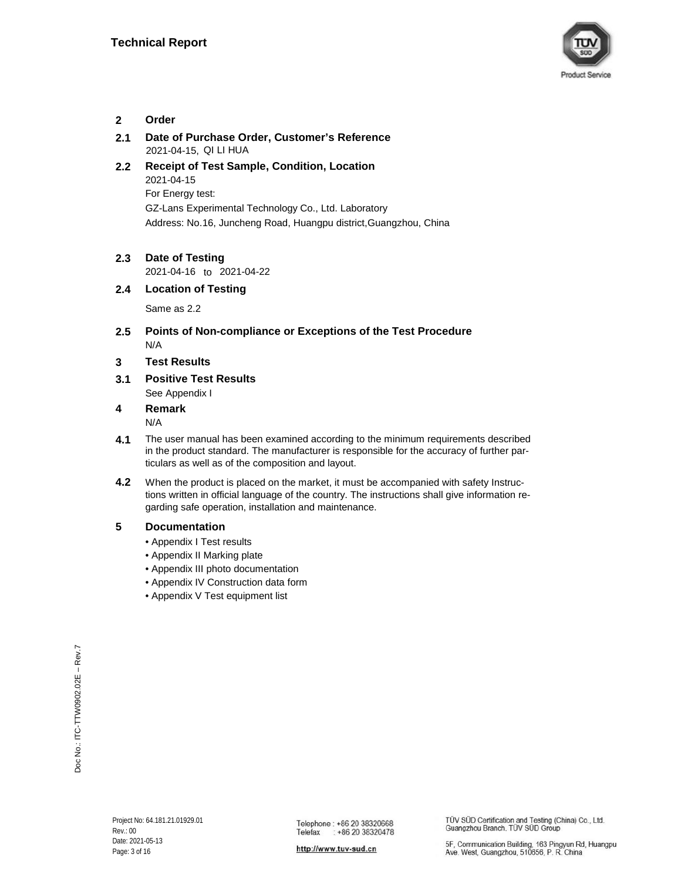## 2 Order

### 2.1 Date of Purchase Order, Customer's Reference

2021-04-15, QI LI HUA

### 2.2 Receipt of Test Sample, Condition, Location

2021-04-15

For Energy test:

GZ-Lans Experimental Technology Co., Ltd. Laboratory

Address: No.16, Juncheng Road, Huangpu district,Guangzhou, China

### 2.3 Date of Testing

2021-04-16 to 2021-04-22

### 2.4 Location of Testing

Same as 2.2

### 2.5 Points of Non-compliance or Exceptions of the Test Procedure

N/A

## 3 Test Results

### 3.1 Positive Test Results

See Appendix I

## 4 Remark

N/A

**4.1** The user manual has been examined according to the minimum requirements described in the product standard. The manufacturer is responsible for the accuracy of further particulars as well as of the composition and layout.

**4.2** When the product is placed on the market, it must be accompanied with safety Instructions written in official language of the country. The instructions shall give information regarding safe operation, installation and maintenance.

## 5 Documentation

- Appendix I Test results
- Appendix II Marking plate
- Appendix III photo documentation
- Appendix IV Construction data form
- Appendix V Test equipment list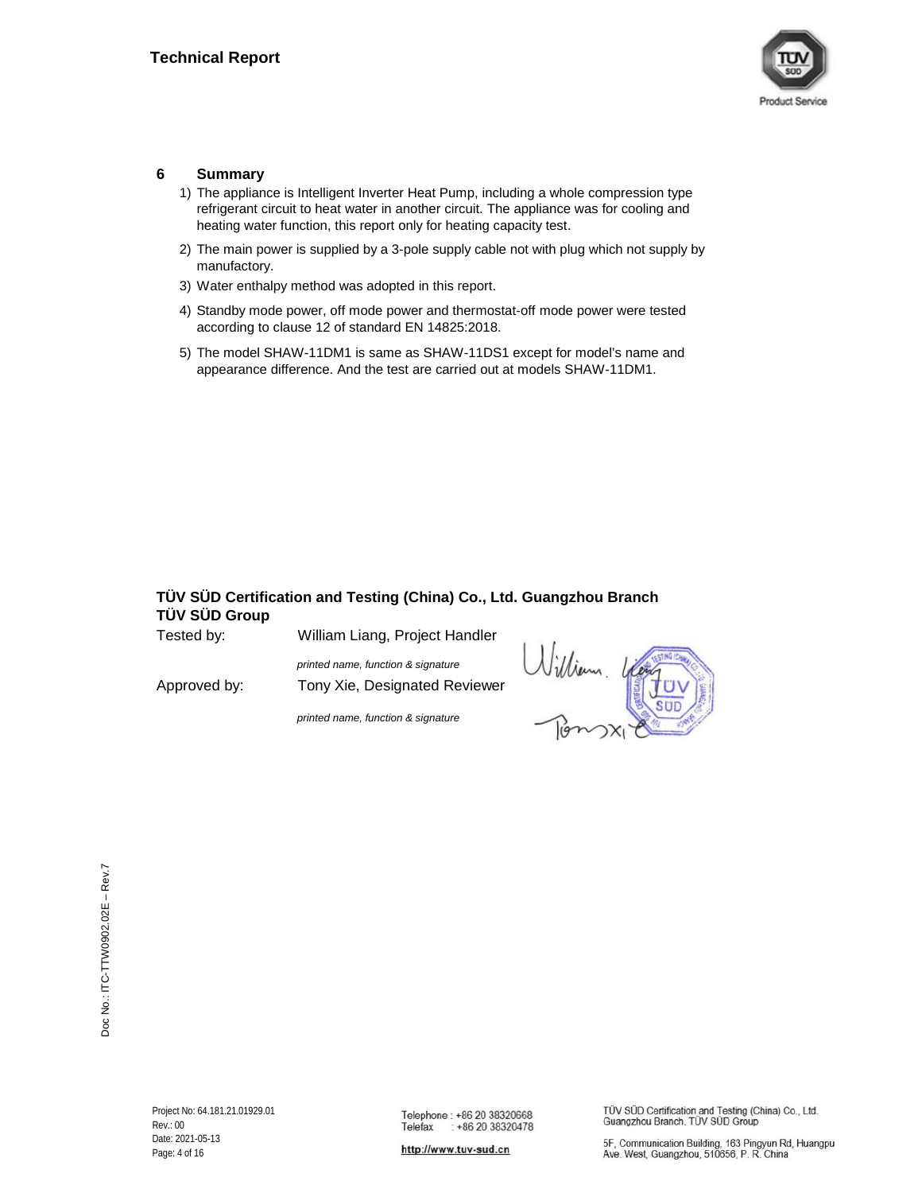## 6 Summary

1) The appliance is Intelligent Inverter Heat Pump, including a whole compression type refrigerant circuit to heat water in another circuit. The appliance was for cooling and heating water function, this report only for heating capacity test.
2) The main power is supplied by a 3-pole supply cable not with plug which not supply by manufactory.
3) Water enthalpy method was adopted in this report.
4) Standby mode power, off mode power and thermostat-off mode power were tested according to clause 12 of standard EN 14825:2018.
5) The model SHAW-11DM1 is same as SHAW-11DS1 except for model's name and appearance difference. And the test are carried out at models SHAW-11DM1.

**TÜV SÜD Certification and Testing (China) Co., Ltd. Guangzhou Branch**
**TÜV SÜD Group**

Tested by: William Liang, Project Handler

*printed name, function & signature*

Approved by: Tony Xie, Designated Reviewer

*printed name, function & signature*

Project No: 64.181.21.01929.01
Rev.: 00
Date: 2021-05-13

Telephone : +86 20 38320668
Telefax : +86 20 38320478
http://www.tuv-sud.cn

TÜV SÜD Certification and Testing (China) Co., Ltd. Guangzhou Branch. TÜV SÜD Group

5F, Communication Building, 163 Pingyun Rd, Huangpu Ave. West, Guangzhou, 510656, P. R. China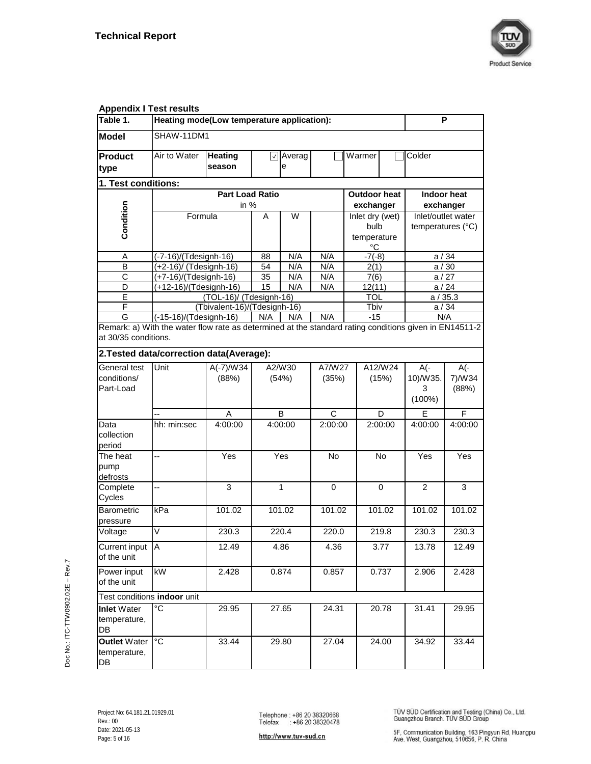**Technical Report**

**Appendix I Test results**

| Table 1. | Heating mode(Low temperature application): | | | | | | P |
|---|---|---|---|---|---|---|---|
| **Model** | SHAW-11DM1 | | | | | | |
| **Product type** | Air to Water | **Heating season** | ☑ Average | ☐ Warmer | ☐ Colder | | |

**1. Test conditions:**

| Condition | Part Load Ratio in % | | | | Outdoor heat exchanger | Indoor heat exchanger |
|---|---|---|---|---|---|---|
| | Formula | A | W | | Inlet dry (wet) bulb temperature °C | Inlet/outlet water temperatures (°C) |
| A | (-7-16)/(Tdesignh-16) | 88 | N/A | N/A | -7(-8) | a / 34 |
| B | (+2-16)/ (Tdesignh-16) | 54 | N/A | N/A | 2(1) | a / 30 |
| C | (+7-16)/(Tdesignh-16) | 35 | N/A | N/A | 7(6) | a / 27 |
| D | (+12-16)/(Tdesignh-16) | 15 | N/A | N/A | 12(11) | a / 24 |
| E | (TOL-16)/ (Tdesignh-16) | | | | TOL | a / 35.3 |
| F | (Tbivalent-16)/(Tdesignh-16) | | | | Tbiv | a / 34 |
| G | (-15-16)/(Tdesignh-16) | N/A | N/A | N/A | -15 | N/A |

Remark: a) With the water flow rate as determined at the standard rating conditions given in EN14511-2 at 30/35 conditions.

**2.Tested data/correction data(Average):**

| General test conditions/ Part-Load | Unit | A(-7)/W34 (88%) | A2/W30 (54%) | A7/W27 (35%) | A12/W24 (15%) | A(-10)/W35.3 (100%) | A(-7)/W34 (88%) |
|---|---|---|---|---|---|---|---|
| | -- | A | B | C | D | E | F |
| Data collection period | hh: min:sec | 4:00:00 | 4:00:00 | 2:00:00 | 2:00:00 | 4:00:00 | 4:00:00 |
| The heat pump defrosts | -- | Yes | Yes | No | No | Yes | Yes |
| Complete Cycles | -- | 3 | 1 | 0 | 0 | 2 | 3 |
| Barometric pressure | kPa | 101.02 | 101.02 | 101.02 | 101.02 | 101.02 | 101.02 |
| Voltage | V | 230.3 | 220.4 | 220.0 | 219.8 | 230.3 | 230.3 |
| Current input of the unit | A | 12.49 | 4.86 | 4.36 | 3.77 | 13.78 | 12.49 |
| Power input of the unit | kW | 2.428 | 0.874 | 0.857 | 0.737 | 2.906 | 2.428 |
| Test conditions **indoor** unit | | | | | | | |
| **Inlet** Water temperature, DB | °C | 29.95 | 27.65 | 24.31 | 20.78 | 31.41 | 29.95 |
| **Outlet** Water temperature, DB | °C | 33.44 | 29.80 | 27.04 | 24.00 | 34.92 | 33.44 |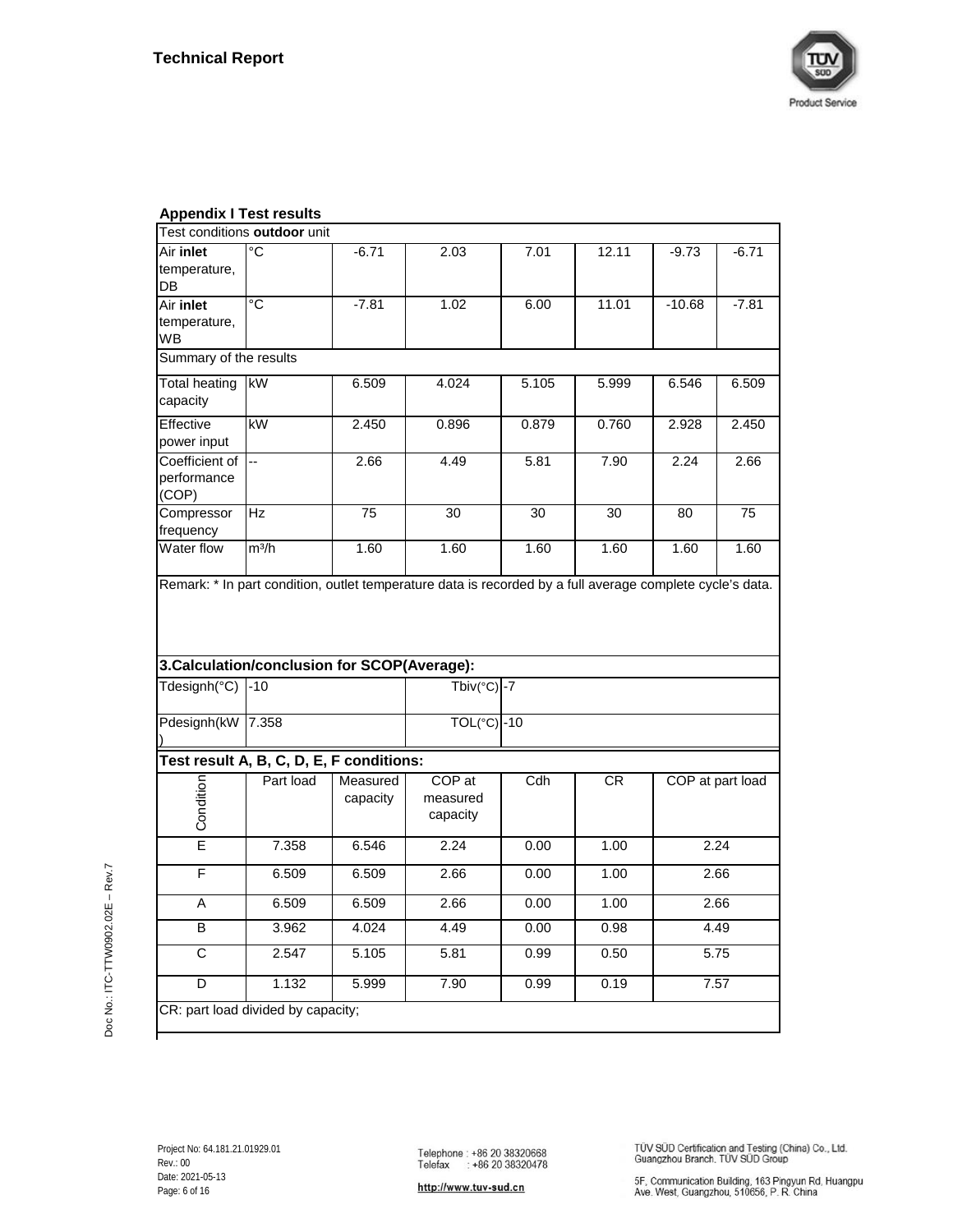## Appendix I Test results

| Test conditions **outdoor** unit | | | | | | | |
|---|---|---|---|---|---|---|---|
| Air **inlet** temperature, DB | °C | -6.71 | 2.03 | 7.01 | 12.11 | -9.73 | -6.71 |
| Air **inlet** temperature, WB | °C | -7.81 | 1.02 | 6.00 | 11.01 | -10.68 | -7.81 |
| Summary of the results | | | | | | | |
| Total heating capacity | kW | 6.509 | 4.024 | 5.105 | 5.999 | 6.546 | 6.509 |
| Effective power input | kW | 2.450 | 0.896 | 0.879 | 0.760 | 2.928 | 2.450 |
| Coefficient of performance (COP) | -- | 2.66 | 4.49 | 5.81 | 7.90 | 2.24 | 2.66 |
| Compressor frequency | Hz | 75 | 30 | 30 | 30 | 80 | 75 |
| Water flow | m³/h | 1.60 | 1.60 | 1.60 | 1.60 | 1.60 | 1.60 |

Remark: * In part condition, outlet temperature data is recorded by a full average complete cycle's data.

### 3.Calculation/conclusion for SCOP(Average):

| | | | |
|---|---|---|---|
| Tdesignh(°C) | -10 | Tbiv(°C) | -7 |
| Pdesignh(kW) | 7.358 | TOL(°C) | -10 |

### Test result A, B, C, D, E, F conditions:

| Condition | Part load | Measured capacity | COP at measured capacity | Cdh | CR | COP at part load |
|---|---|---|---|---|---|---|
| E | 7.358 | 6.546 | 2.24 | 0.00 | 1.00 | 2.24 |
| F | 6.509 | 6.509 | 2.66 | 0.00 | 1.00 | 2.66 |
| A | 6.509 | 6.509 | 2.66 | 0.00 | 1.00 | 2.66 |
| B | 3.962 | 4.024 | 4.49 | 0.00 | 0.98 | 4.49 |
| C | 2.547 | 5.105 | 5.81 | 0.99 | 0.50 | 5.75 |
| D | 1.132 | 5.999 | 7.90 | 0.99 | 0.19 | 7.57 |

CR: part load divided by capacity;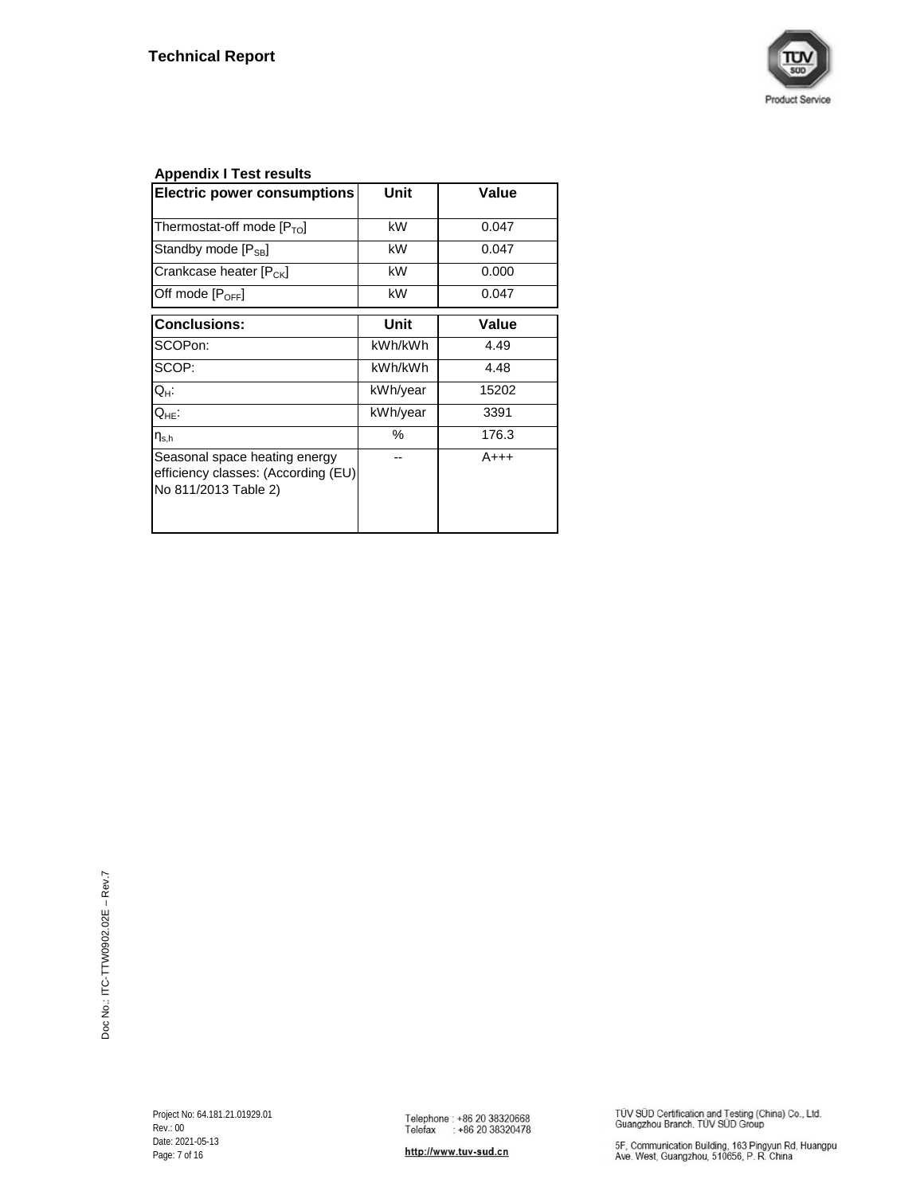**Technical Report**

**Appendix I Test results**

| **Electric power consumptions** | **Unit** | **Value** |
|---|---|---|
| Thermostat-off mode [$P_{TO}$] | kW | 0.047 |
| Standby mode [$P_{SB}$] | kW | 0.047 |
| Crankcase heater [$P_{CK}$] | kW | 0.000 |
| Off mode [$P_{OFF}$] | kW | 0.047 |

| **Conclusions:** | **Unit** | **Value** |
|---|---|---|
| SCOPon: | kWh/kWh | 4.49 |
| SCOP: | kWh/kWh | 4.48 |
| $Q_H$: | kWh/year | 15202 |
| $Q_{HE}$: | kWh/year | 3391 |
| $\eta_{s,h}$ | % | 176.3 |
| Seasonal space heating energy efficiency classes: (According (EU) No 811/2013 Table 2) | -- | A+++ |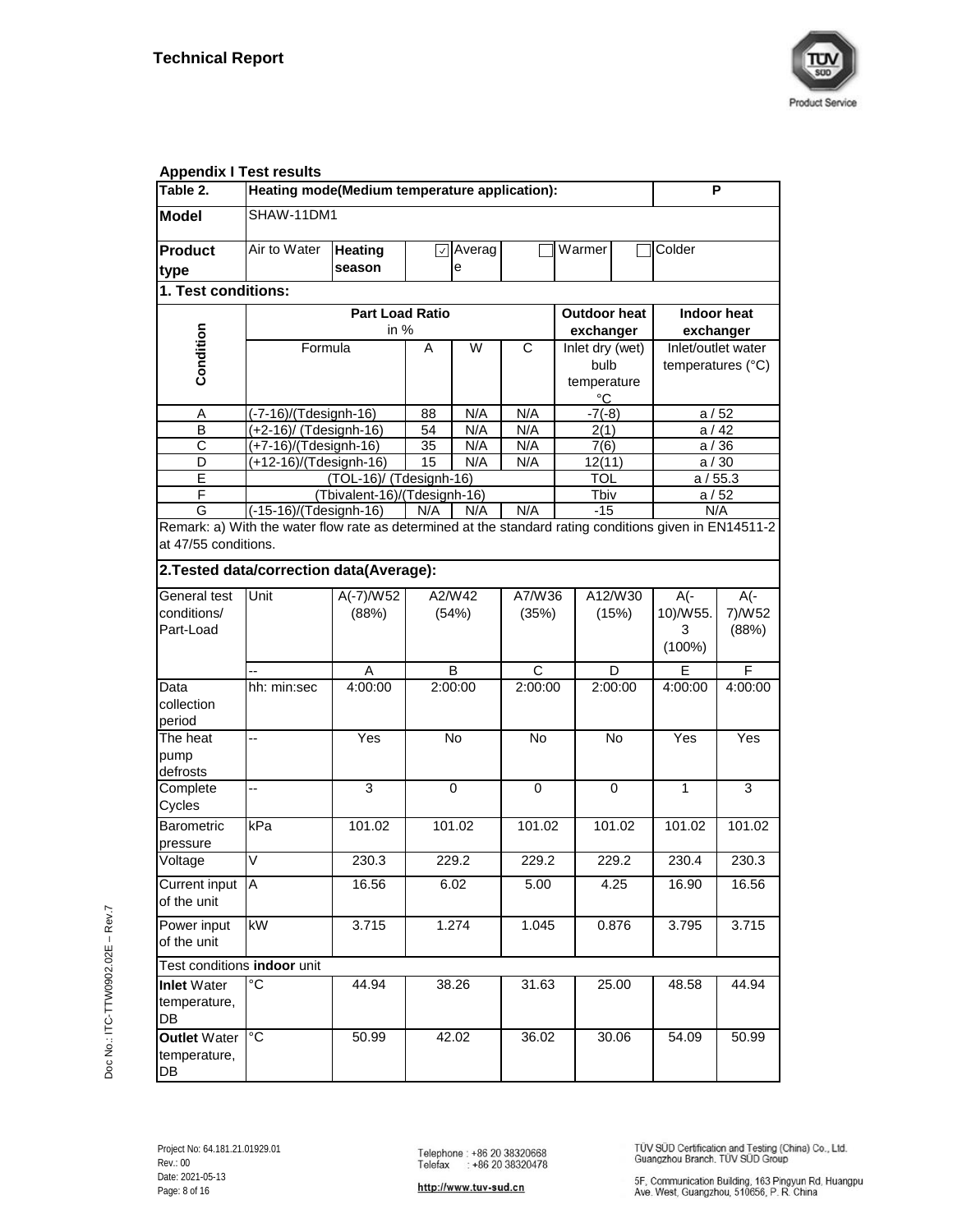**Technical Report**

**Appendix I Test results**

| Table 2. | Heating mode(Medium temperature application): | | | | | | P |
|---|---|---|---|---|---|---|---|
| **Model** | SHAW-11DM1 | | | | | | |
| **Product type** | Air to Water | **Heating season** | ☑ Average | ☐ Warmer | ☐ Colder | | |

**1. Test conditions:**

| Condition | Part Load Ratio in % | | | | Outdoor heat exchanger | Indoor heat exchanger |
|---|---|---|---|---|---|---|
| | Formula | A | W | C | Inlet dry (wet) bulb temperature °C | Inlet/outlet water temperatures (°C) |
| A | (-7-16)/(Tdesignh-16) | 88 | N/A | N/A | -7(-8) | a / 52 |
| B | (+2-16)/ (Tdesignh-16) | 54 | N/A | N/A | 2(1) | a / 42 |
| C | (+7-16)/(Tdesignh-16) | 35 | N/A | N/A | 7(6) | a / 36 |
| D | (+12-16)/(Tdesignh-16) | 15 | N/A | N/A | 12(11) | a / 30 |
| E | (TOL-16)/ (Tdesignh-16) | | | | TOL | a / 55.3 |
| F | (Tbivalent-16)/(Tdesignh-16) | | | | Tbiv | a / 52 |
| G | (-15-16)/(Tdesignh-16) | N/A | N/A | N/A | -15 | N/A |

Remark: a) With the water flow rate as determined at the standard rating conditions given in EN14511-2 at 47/55 conditions.

**2.Tested data/correction data(Average):**

| General test conditions/ Part-Load | Unit | A(-7)/W52 (88%) | A2/W42 (54%) | A7/W36 (35%) | A12/W30 (15%) | A(-10)/W55.3 (100%) | A(-7)/W52 (88%) |
|---|---|---|---|---|---|---|---|
| | -- | A | B | C | D | E | F |
| Data collection period | hh: min:sec | 4:00:00 | 2:00:00 | 2:00:00 | 2:00:00 | 4:00:00 | 4:00:00 |
| The heat pump defrosts | -- | Yes | No | No | No | Yes | Yes |
| Complete Cycles | -- | 3 | 0 | 0 | 0 | 1 | 3 |
| Barometric pressure | kPa | 101.02 | 101.02 | 101.02 | 101.02 | 101.02 | 101.02 |
| Voltage | V | 230.3 | 229.2 | 229.2 | 229.2 | 230.4 | 230.3 |
| Current input of the unit | A | 16.56 | 6.02 | 5.00 | 4.25 | 16.90 | 16.56 |
| Power input of the unit | kW | 3.715 | 1.274 | 1.045 | 0.876 | 3.795 | 3.715 |
| Test conditions **indoor** unit | | | | | | | |
| **Inlet** Water temperature, DB | °C | 44.94 | 38.26 | 31.63 | 25.00 | 48.58 | 44.94 |
| **Outlet** Water temperature, DB | °C | 50.99 | 42.02 | 36.02 | 30.06 | 54.09 | 50.99 |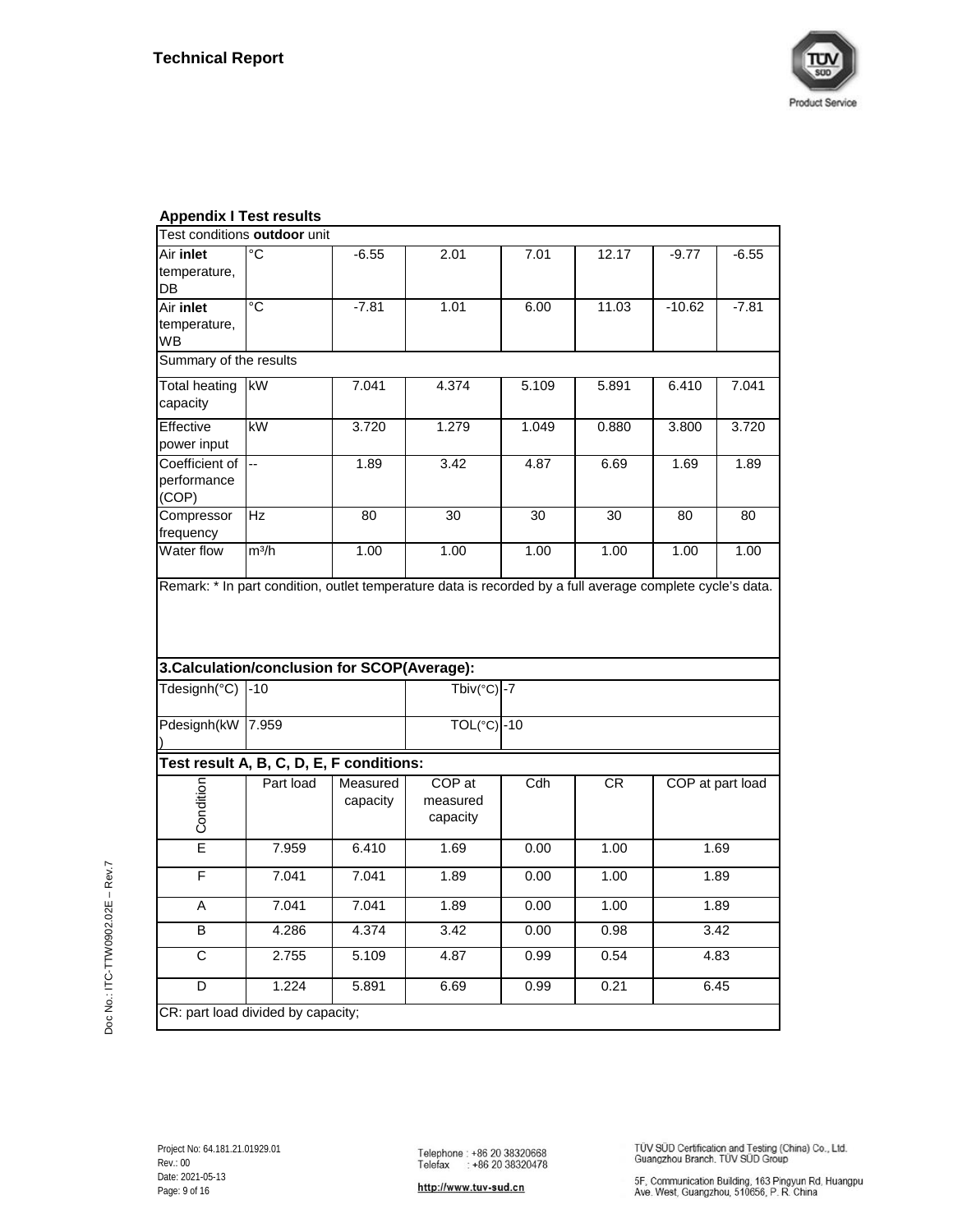**Technical Report**

**Appendix I Test results**

| Test conditions **outdoor** unit | | | | | | | |
|---|---|---|---|---|---|---|---|
| Air **inlet** temperature, DB | °C | -6.55 | 2.01 | 7.01 | 12.17 | -9.77 | -6.55 |
| Air **inlet** temperature, WB | °C | -7.81 | 1.01 | 6.00 | 11.03 | -10.62 | -7.81 |
| Summary of the results | | | | | | | |
| Total heating capacity | kW | 7.041 | 4.374 | 5.109 | 5.891 | 6.410 | 7.041 |
| Effective power input | kW | 3.720 | 1.279 | 1.049 | 0.880 | 3.800 | 3.720 |
| Coefficient of performance (COP) | -- | 1.89 | 3.42 | 4.87 | 6.69 | 1.69 | 1.89 |
| Compressor frequency | Hz | 80 | 30 | 30 | 30 | 80 | 80 |
| Water flow | m³/h | 1.00 | 1.00 | 1.00 | 1.00 | 1.00 | 1.00 |

Remark: * In part condition, outlet temperature data is recorded by a full average complete cycle's data.

**3.Calculation/conclusion for SCOP(Average):**

| | | | |
|---|---|---|---|
| Tdesignh(°C) | -10 | Tbiv(°C) | -7 |
| Pdesignh(kW) | 7.959 | TOL(°C) | -10 |

**Test result A, B, C, D, E, F conditions:**

| Condition | Part load | Measured capacity | COP at measured capacity | Cdh | CR | COP at part load |
|---|---|---|---|---|---|---|
| E | 7.959 | 6.410 | 1.69 | 0.00 | 1.00 | 1.69 |
| F | 7.041 | 7.041 | 1.89 | 0.00 | 1.00 | 1.89 |
| A | 7.041 | 7.041 | 1.89 | 0.00 | 1.00 | 1.89 |
| B | 4.286 | 4.374 | 3.42 | 0.00 | 0.98 | 3.42 |
| C | 2.755 | 5.109 | 4.87 | 0.99 | 0.54 | 4.83 |
| D | 1.224 | 5.891 | 6.69 | 0.99 | 0.21 | 6.45 |

CR: part load divided by capacity;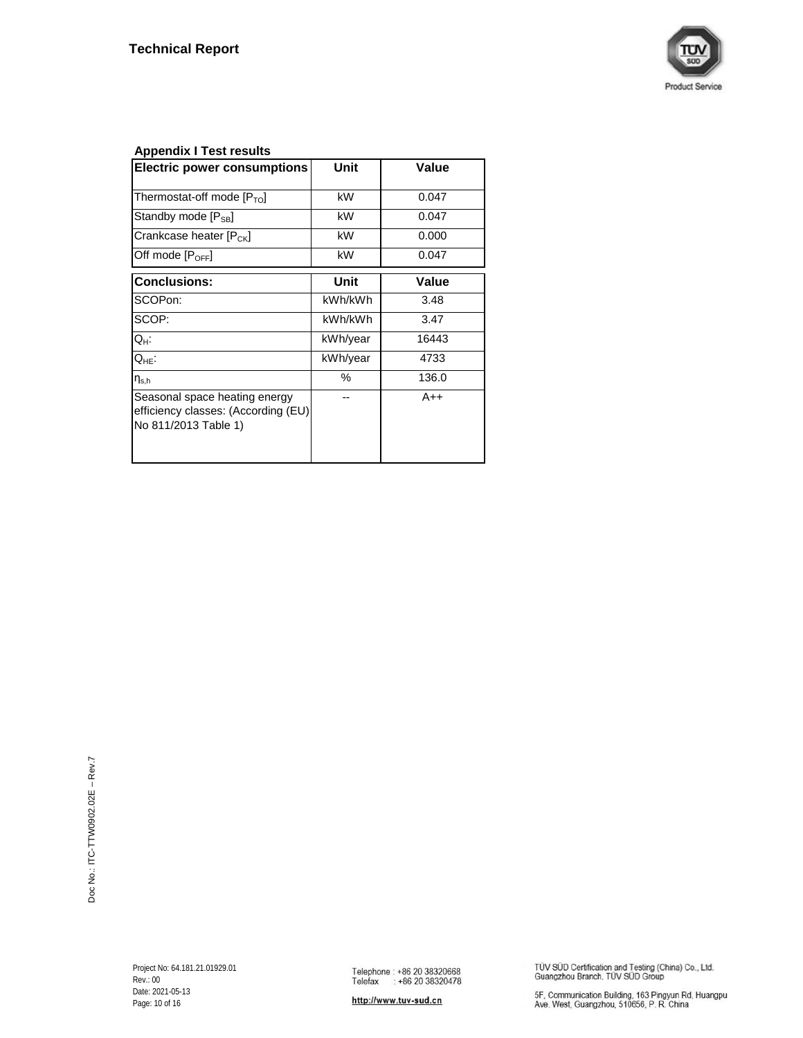**Appendix I Test results**

| Electric power consumptions | Unit | Value |
|---|---|---|
| Thermostat-off mode [$P_{TO}$] | kW | 0.047 |
| Standby mode [$P_{SB}$] | kW | 0.047 |
| Crankcase heater [$P_{CK}$] | kW | 0.000 |
| Off mode [$P_{OFF}$] | kW | 0.047 |

| Conclusions: | Unit | Value |
|---|---|---|
| SCOPon: | kWh/kWh | 3.48 |
| SCOP: | kWh/kWh | 3.47 |
| $Q_H$: | kWh/year | 16443 |
| $Q_{HE}$: | kWh/year | 4733 |
| $\eta_{s,h}$ | % | 136.0 |
| Seasonal space heating energy efficiency classes: (According (EU) No 811/2013 Table 1) | -- | A++ |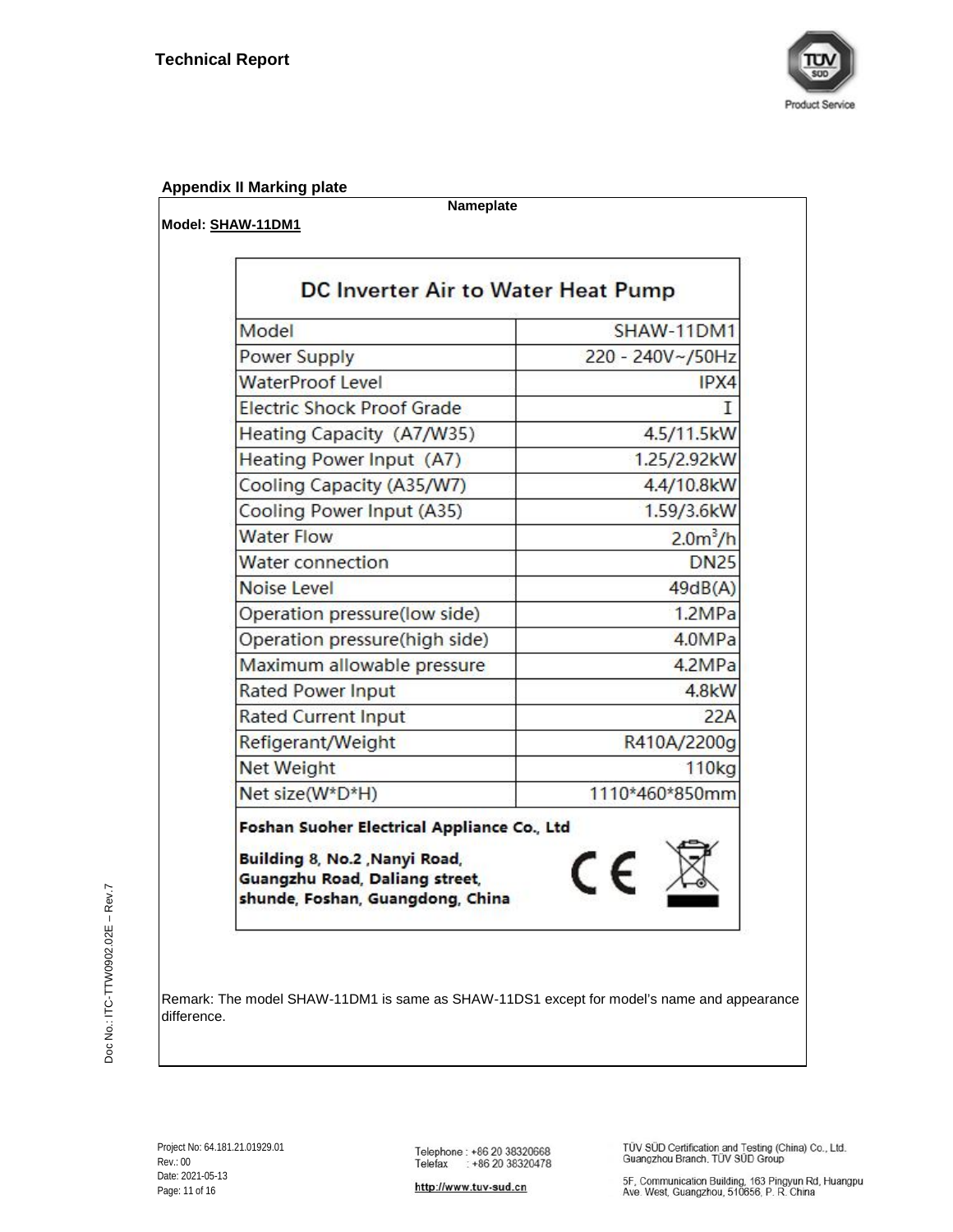## Appendix II Marking plate

**Nameplate**

**Model: SHAW-11DM1**

### DC Inverter Air to Water Heat Pump

| Model | SHAW-11DM1 |
|---|---|
| Power Supply | 220 - 240V~/50Hz |
| WaterProof Level | IPX4 |
| Electric Shock Proof Grade | I |
| Heating Capacity (A7/W35) | 4.5/11.5kW |
| Heating Power Input (A7) | 1.25/2.92kW |
| Cooling Capacity (A35/W7) | 4.4/10.8kW |
| Cooling Power Input (A35) | 1.59/3.6kW |
| Water Flow | $2.0m^3/h$ |
| Water connection | DN25 |
| Noise Level | 49dB(A) |
| Operation pressure(low side) | 1.2MPa |
| Operation pressure(high side) | 4.0MPa |
| Maximum allowable pressure | 4.2MPa |
| Rated Power Input | 4.8kW |
| Rated Current Input | 22A |
| Refigerant/Weight | R410A/2200g |
| Net Weight | 110kg |
| Net size(W*D*H) | 1110*460*850mm |

**Foshan Suoher Electrical Appliance Co., Ltd**

**Building 8, No.2 ,Nanyi Road,**
**Guangzhu Road, Daliang street,**
**shunde, Foshan, Guangdong, China**

CE

Remark: The model SHAW-11DM1 is same as SHAW-11DS1 except for model's name and appearance difference.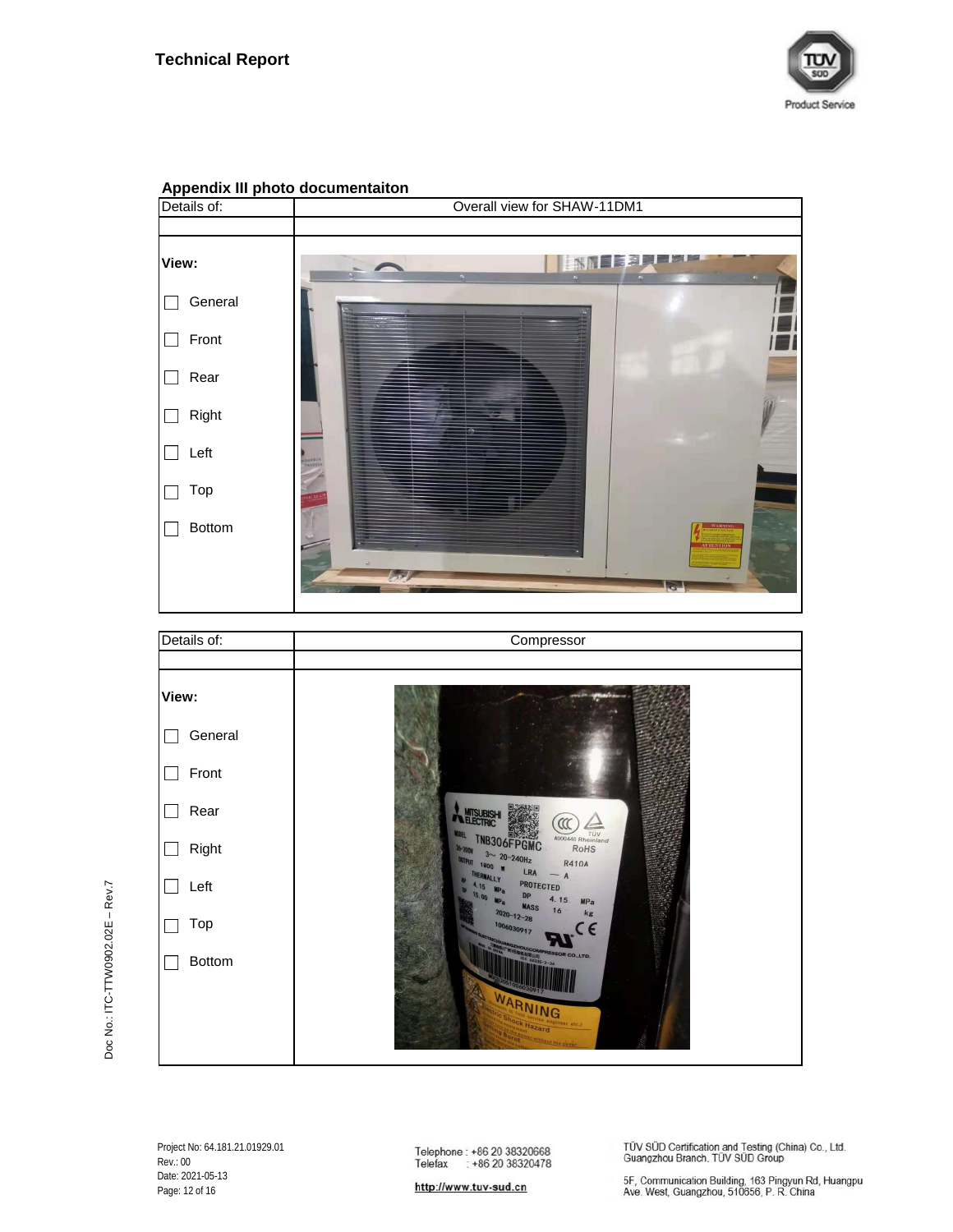## Appendix III photo documentaiton

| Details of: | Overall view for SHAW-11DM1 |
|---|---|
| | |
| **View:**<br>☐ General<br>☐ Front<br>☐ Rear<br>☐ Right<br>☐ Left<br>☐ Top<br>☐ Bottom | |

| Details of: | Compressor |
|---|---|
| | |
| **View:**<br>☐ General<br>☐ Front<br>☐ Rear<br>☐ Right<br>☐ Left<br>☐ Top<br>☐ Bottom | |

Project No: 64.181.21.01929.01
Rev.: 00
Date: 2021-05-13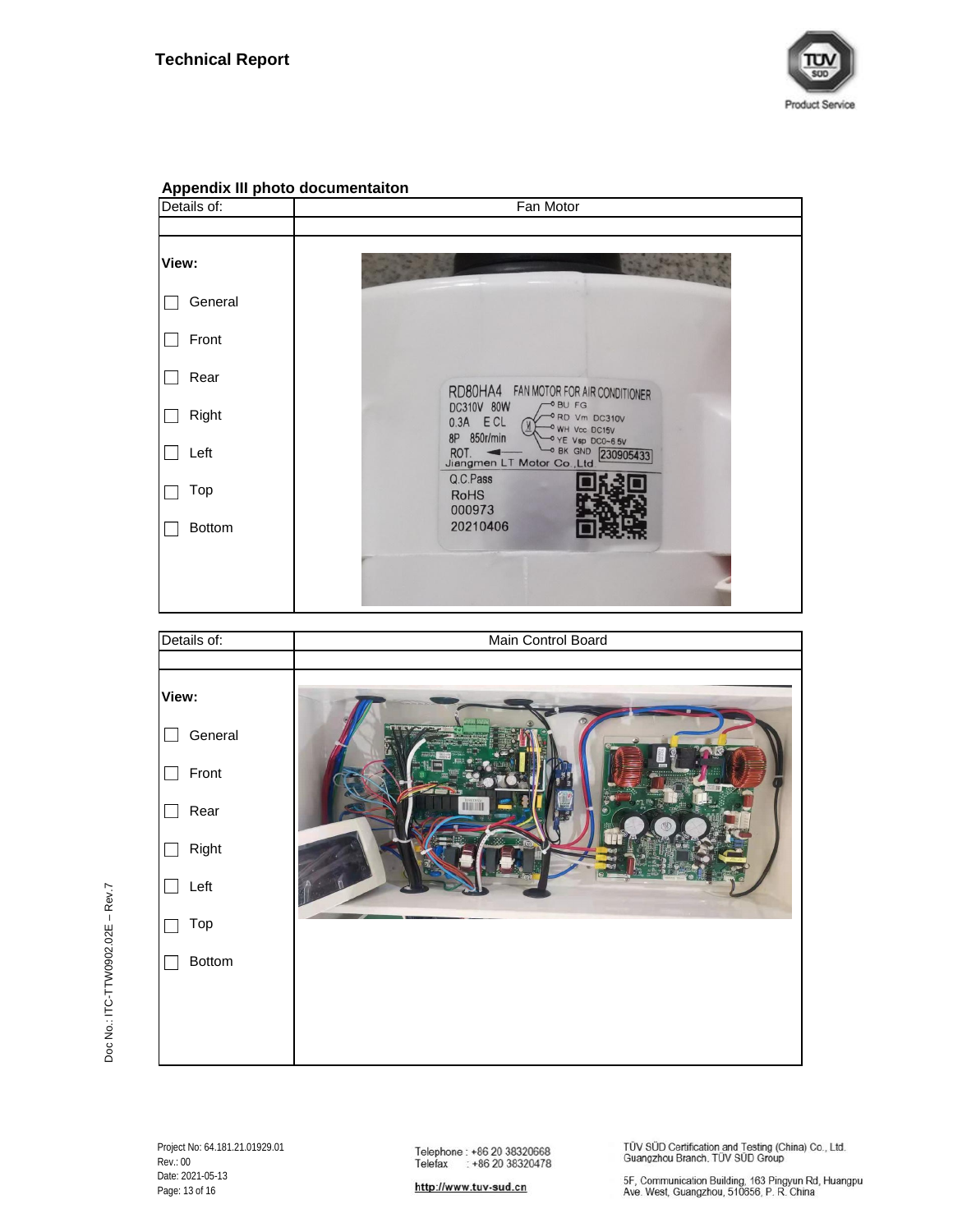## Appendix III photo documentaiton

| Details of: | Fan Motor |
|---|---|
| | |
| **View:**<br>☐ General<br>☐ Front<br>☐ Rear<br>☐ Right<br>☐ Left<br>☐ Top<br>☐ Bottom | |

| Details of: | Main Control Board |
|---|---|
| | |
| **View:**<br>☐ General<br>☐ Front<br>☐ Rear<br>☐ Right<br>☐ Left<br>☐ Top<br>☐ Bottom | |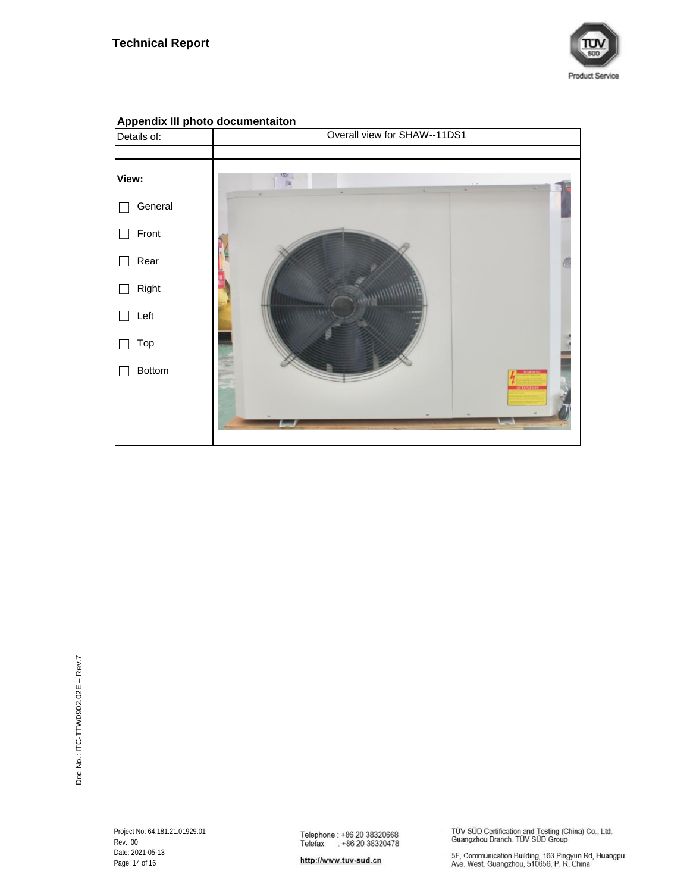**Appendix III photo documentaiton**

| Details of: | Overall view for SHAW--11DS1 |
|---|---|
| | |
| **View:**<br>☐ General<br>☐ Front<br>☐ Rear<br>☐ Right<br>☐ Left<br>☐ Top<br>☐ Bottom | |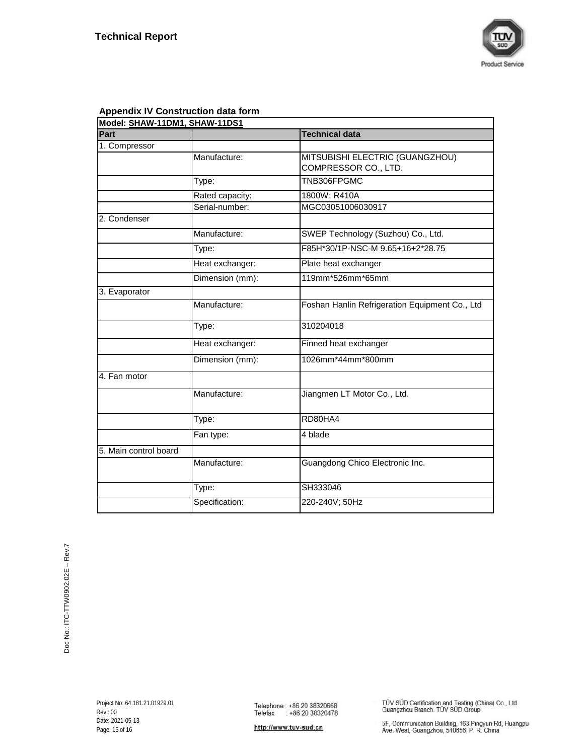## Appendix IV Construction data form

| Model: SHAW-11DM1, SHAW-11DS1 | | |
|---|---|---|
| **Part** | | **Technical data** |
| 1. Compressor | | |
| | Manufacture: | MITSUBISHI ELECTRIC (GUANGZHOU) COMPRESSOR CO., LTD. |
| | Type: | TNB306FPGMC |
| | Rated capacity: | 1800W; R410A |
| | Serial-number: | MGC03051006030917 |
| 2. Condenser | | |
| | Manufacture: | SWEP Technology (Suzhou) Co., Ltd. |
| | Type: | F85H*30/1P-NSC-M 9.65+16+2*28.75 |
| | Heat exchanger: | Plate heat exchanger |
| | Dimension (mm): | 119mm*526mm*65mm |
| 3. Evaporator | | |
| | Manufacture: | Foshan Hanlin Refrigeration Equipment Co., Ltd |
| | Type: | 310204018 |
| | Heat exchanger: | Finned heat exchanger |
| | Dimension (mm): | 1026mm*44mm*800mm |
| 4. Fan motor | | |
| | Manufacture: | Jiangmen LT Motor Co., Ltd. |
| | Type: | RD80HA4 |
| | Fan type: | 4 blade |
| 5. Main control board | | |
| | Manufacture: | Guangdong Chico Electronic Inc. |
| | Type: | SH333046 |
| | Specification: | 220-240V; 50Hz |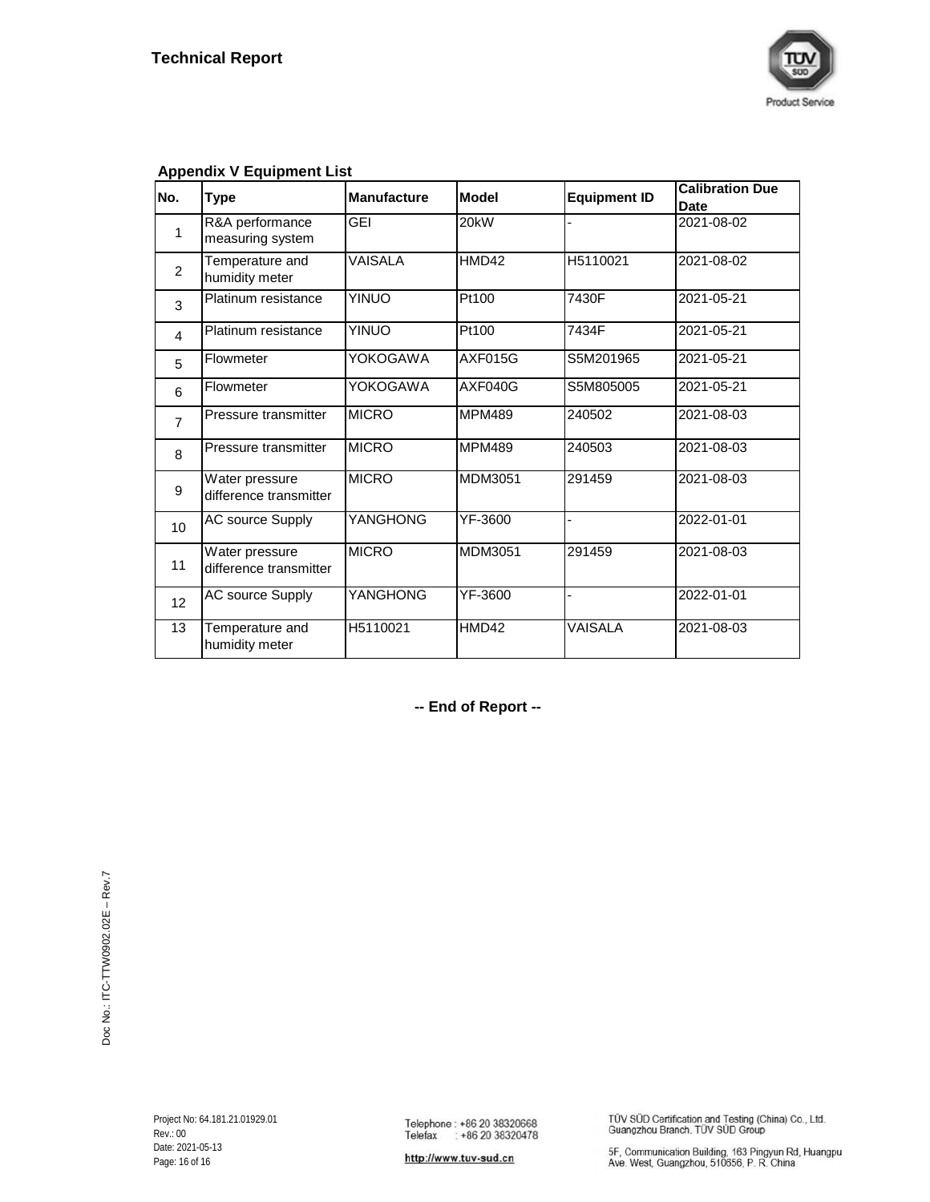### Appendix V Equipment List

| No. | Type | Manufacture | Model | Equipment ID | Calibration Due Date |
|---|---|---|---|---|---|
| 1 | R&A performance measuring system | GEI | 20kW | - | 2021-08-02 |
| 2 | Temperature and humidity meter | VAISALA | HMD42 | H5110021 | 2021-08-02 |
| 3 | Platinum resistance | YINUO | Pt100 | 7430F | 2021-05-21 |
| 4 | Platinum resistance | YINUO | Pt100 | 7434F | 2021-05-21 |
| 5 | Flowmeter | YOKOGAWA | AXF015G | S5M201965 | 2021-05-21 |
| 6 | Flowmeter | YOKOGAWA | AXF040G | S5M805005 | 2021-05-21 |
| 7 | Pressure transmitter | MICRO | MPM489 | 240502 | 2021-08-03 |
| 8 | Pressure transmitter | MICRO | MPM489 | 240503 | 2021-08-03 |
| 9 | Water pressure difference transmitter | MICRO | MDM3051 | 291459 | 2021-08-03 |
| 10 | AC source Supply | YANGHONG | YF-3600 | - | 2022-01-01 |
| 11 | Water pressure difference transmitter | MICRO | MDM3051 | 291459 | 2021-08-03 |
| 12 | AC source Supply | YANGHONG | YF-3600 | - | 2022-01-01 |
| 13 | Temperature and humidity meter | H5110021 | HMD42 | VAISALA | 2021-08-03 |

**-- End of Report --**